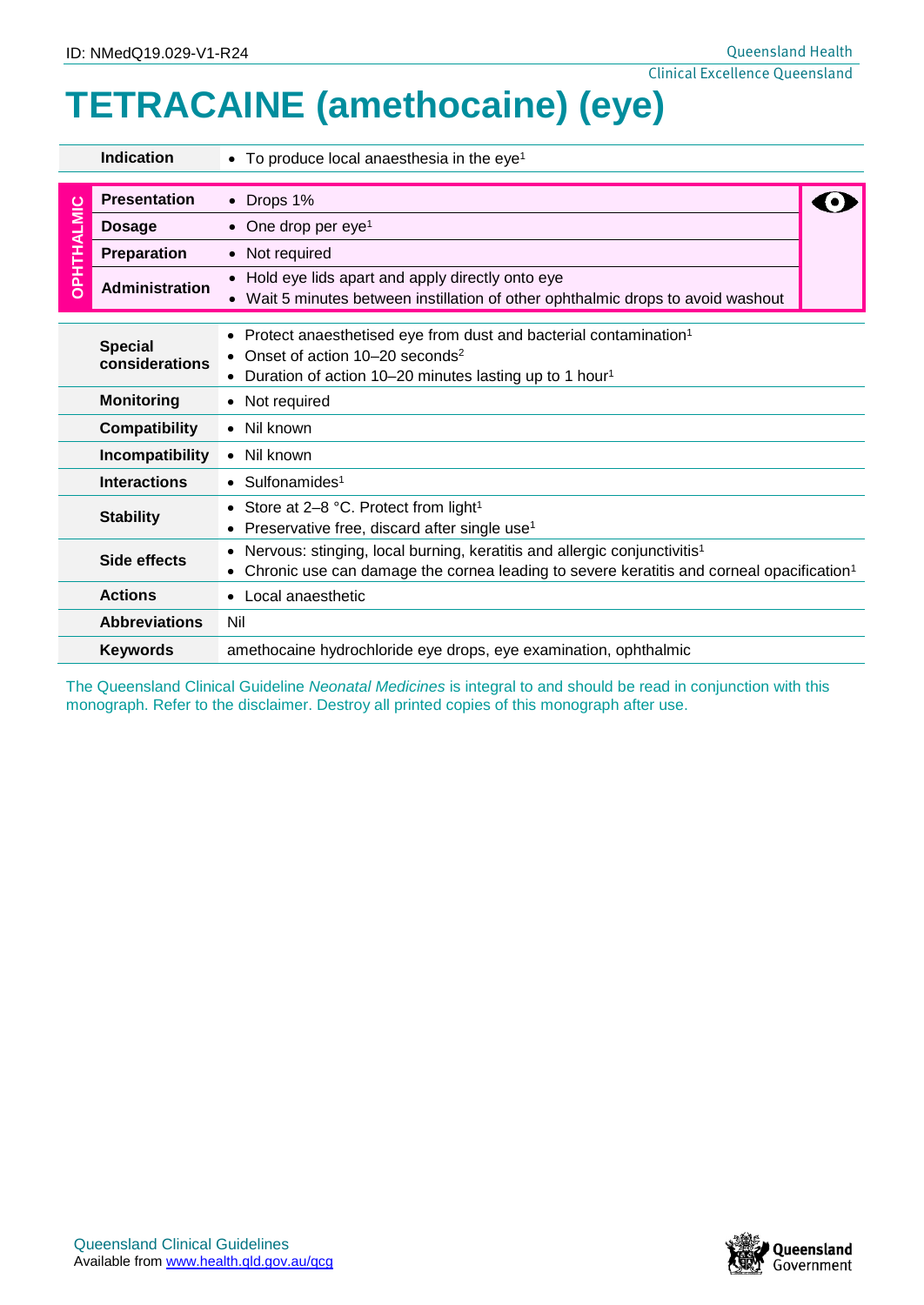ID: NMedQ19.029-V1-R24

Queensland Health
Clinical Excellence Queensland

# TETRACAINE (amethocaine) (eye)

| | | |
|---|---|---|
| **Indication** | • To produce local anaesthesia in the eye[1] | |
| **OPHTHALMIC** | | |
| **Presentation** | • Drops 1% | |
| **Dosage** | • One drop per eye[1] | |
| **Preparation** | • Not required | |
| **Administration** | • Hold eye lids apart and apply directly onto eye<br>• Wait 5 minutes between instillation of other ophthalmic drops to avoid washout | |
| **Special considerations** | • Protect anaesthetised eye from dust and bacterial contamination[1]<br>• Onset of action 10–20 seconds[2]<br>• Duration of action 10–20 minutes lasting up to 1 hour[1] | |
| **Monitoring** | • Not required | |
| **Compatibility** | • Nil known | |
| **Incompatibility** | • Nil known | |
| **Interactions** | • Sulfonamides[1] | |
| **Stability** | • Store at 2–8 °C. Protect from light[1]<br>• Preservative free, discard after single use[1] | |
| **Side effects** | • Nervous: stinging, local burning, keratitis and allergic conjunctivitis[1]<br>• Chronic use can damage the cornea leading to severe keratitis and corneal opacification[1] | |
| **Actions** | • Local anaesthetic | |
| **Abbreviations** | Nil | |
| **Keywords** | amethocaine hydrochloride eye drops, eye examination, ophthalmic | |

The Queensland Clinical Guideline *Neonatal Medicines* is integral to and should be read in conjunction with this monograph. Refer to the disclaimer. Destroy all printed copies of this monograph after use.

Queensland Clinical Guidelines
Available from www.health.qld.gov.au/qcg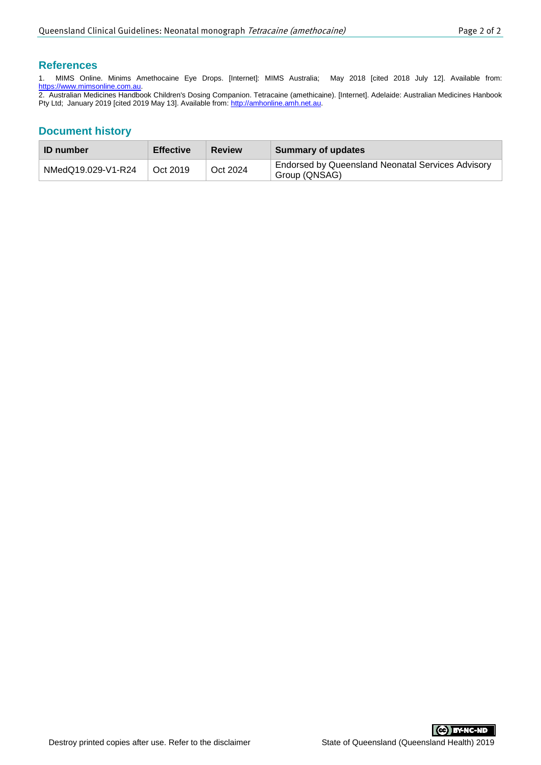## References

1. MIMS Online. Minims Amethocaine Eye Drops. [Internet]: MIMS Australia; May 2018 [cited 2018 July 12]. Available from: https://www.mimsonline.com.au.
2. Australian Medicines Handbook Children's Dosing Companion. Tetracaine (amethicaine). [Internet]. Adelaide: Australian Medicines Hanbook Pty Ltd; January 2019 [cited 2019 May 13]. Available from: http://amhonline.amh.net.au.

## Document history

| ID number | Effective | Review | Summary of updates |
|---|---|---|---|
| NMedQ19.029-V1-R24 | Oct 2019 | Oct 2024 | Endorsed by Queensland Neonatal Services Advisory Group (QNSAG) |

Destroy printed copies after use. Refer to the disclaimer

State of Queensland (Queensland Health) 2019